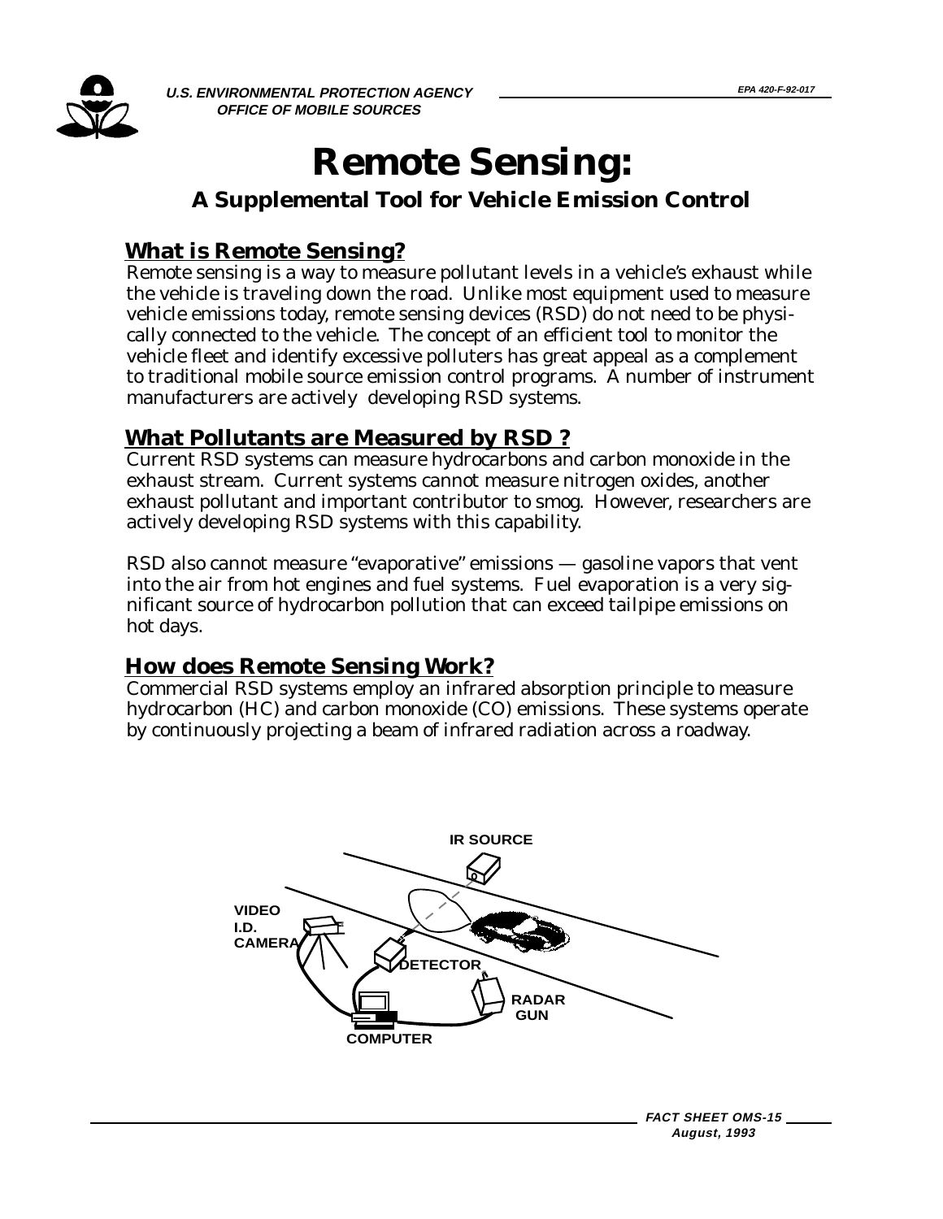U.S. ENVIRONMENTAL PROTECTION AGENCY
OFFICE OF MOBILE SOURCES

EPA 420-F-92-017

# Remote Sensing:

## A Supplemental Tool for Vehicle Emission Control

### What is Remote Sensing?

Remote sensing is a way to measure pollutant levels in a vehicle's exhaust while the vehicle is traveling down the road. Unlike most equipment used to measure vehicle emissions today, remote sensing devices (RSD) do not need to be physically connected to the vehicle. The concept of an efficient tool to monitor the vehicle fleet and identify excessive polluters has great appeal as a complement to traditional mobile source emission control programs. A number of instrument manufacturers are actively developing RSD systems.

### What Pollutants are Measured by RSD ?

Current RSD systems can measure hydrocarbons and carbon monoxide in the exhaust stream. Current systems cannot measure nitrogen oxides, another exhaust pollutant and important contributor to smog. However, researchers are actively developing RSD systems with this capability.

RSD also cannot measure "evaporative" emissions — gasoline vapors that vent into the air from hot engines and fuel systems. Fuel evaporation is a very significant source of hydrocarbon pollution that can exceed tailpipe emissions on hot days.

### How does Remote Sensing Work?

Commercial RSD systems employ an infrared absorption principle to measure hydrocarbon (HC) and carbon monoxide (CO) emissions. These systems operate by continuously projecting a beam of infrared radiation across a roadway.

IR SOURCE

VIDEO I.D. CAMERA

DETECTOR

RADAR GUN

COMPUTER

FACT SHEET OMS-15
August, 1993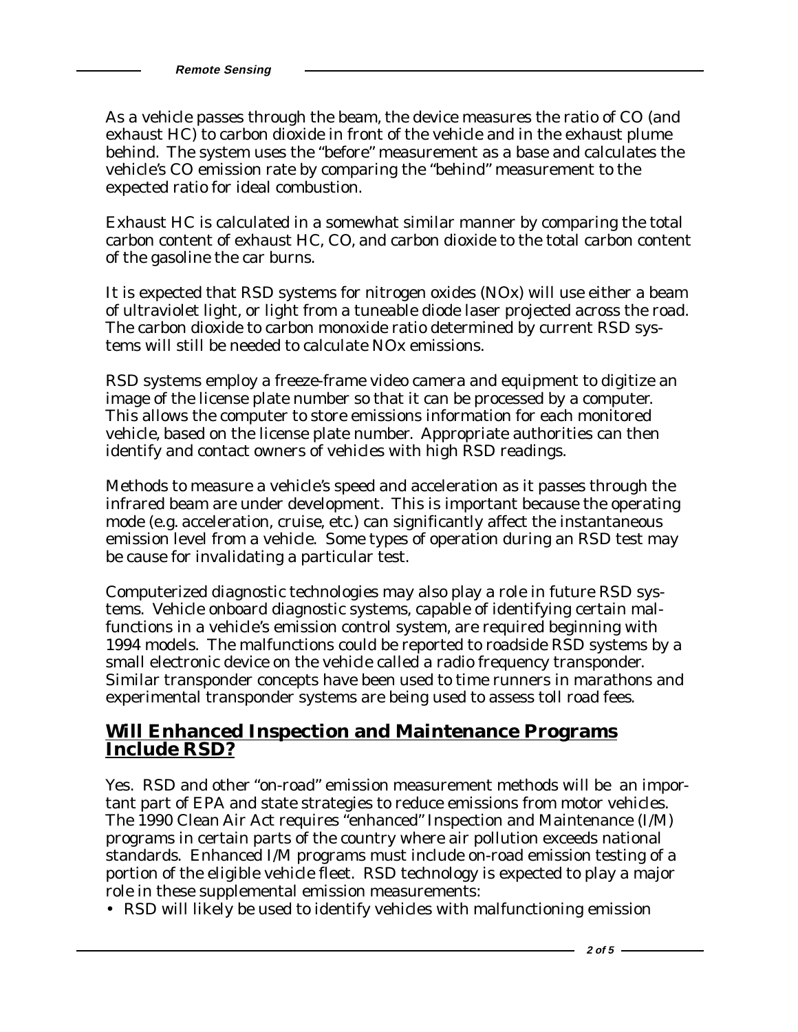As a vehicle passes through the beam, the device measures the ratio of CO (and exhaust HC) to carbon dioxide in front of the vehicle and in the exhaust plume behind. The system uses the "before" measurement as a base and calculates the vehicle's CO emission rate by comparing the "behind" measurement to the expected ratio for ideal combustion.

Exhaust HC is calculated in a somewhat similar manner by comparing the total carbon content of exhaust HC, CO, and carbon dioxide to the total carbon content of the gasoline the car burns.

It is expected that RSD systems for nitrogen oxides (NOx) will use either a beam of ultraviolet light, or light from a tuneable diode laser projected across the road. The carbon dioxide to carbon monoxide ratio determined by current RSD systems will still be needed to calculate NOx emissions.

RSD systems employ a freeze-frame video camera and equipment to digitize an image of the license plate number so that it can be processed by a computer. This allows the computer to store emissions information for each monitored vehicle, based on the license plate number. Appropriate authorities can then identify and contact owners of vehicles with high RSD readings.

Methods to measure a vehicle's speed and acceleration as it passes through the infrared beam are under development. This is important because the operating mode (e.g. acceleration, cruise, etc.) can significantly affect the instantaneous emission level from a vehicle. Some types of operation during an RSD test may be cause for invalidating a particular test.

Computerized diagnostic technologies may also play a role in future RSD systems. Vehicle onboard diagnostic systems, capable of identifying certain malfunctions in a vehicle's emission control system, are required beginning with 1994 models. The malfunctions could be reported to roadside RSD systems by a small electronic device on the vehicle called a radio frequency transponder. Similar transponder concepts have been used to time runners in marathons and experimental transponder systems are being used to assess toll road fees.

## Will Enhanced Inspection and Maintenance Programs Include RSD?

Yes. RSD and other "on-road" emission measurement methods will be an important part of EPA and state strategies to reduce emissions from motor vehicles. The 1990 Clean Air Act requires "enhanced" Inspection and Maintenance (I/M) programs in certain parts of the country where air pollution exceeds national standards. Enhanced I/M programs must include on-road emission testing of a portion of the eligible vehicle fleet. RSD technology is expected to play a major role in these supplemental emission measurements:

- RSD will likely be used to identify vehicles with malfunctioning emission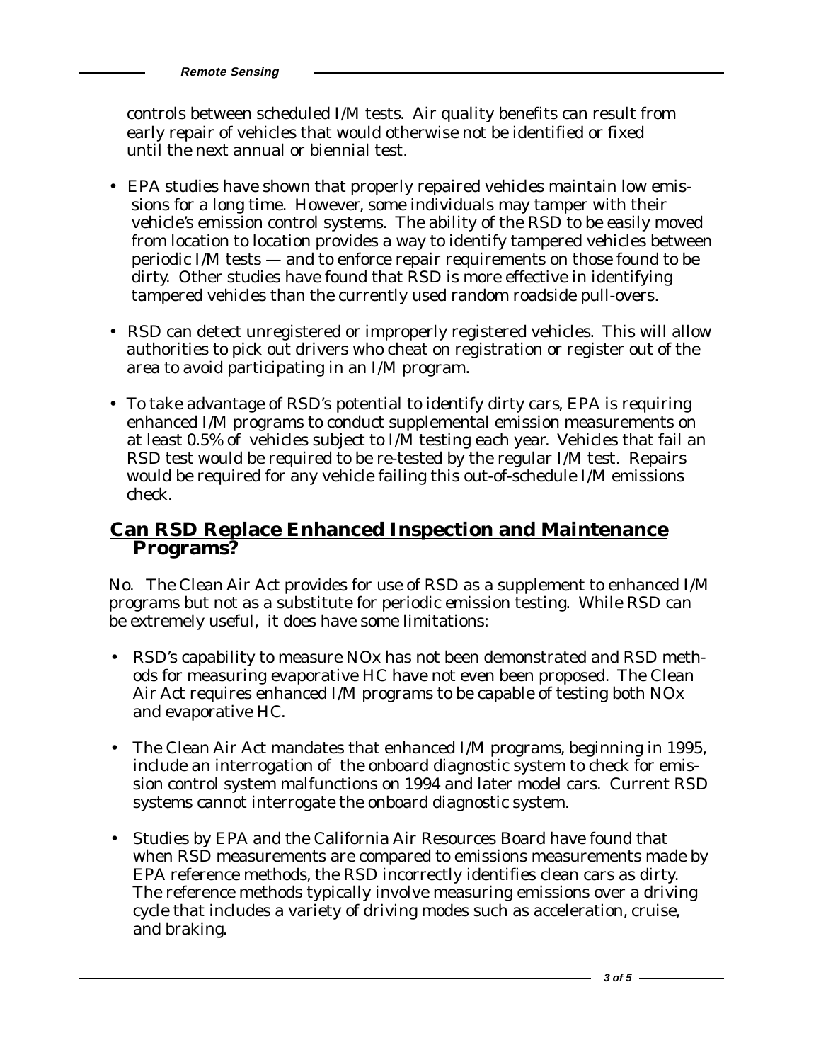controls between scheduled I/M tests. Air quality benefits can result from early repair of vehicles that would otherwise not be identified or fixed until the next annual or biennial test.

- EPA studies have shown that properly repaired vehicles maintain low emissions for a long time. However, some individuals may tamper with their vehicle's emission control systems. The ability of the RSD to be easily moved from location to location provides a way to identify tampered vehicles between periodic I/M tests — and to enforce repair requirements on those found to be dirty. Other studies have found that RSD is more effective in identifying tampered vehicles than the currently used random roadside pull-overs.

- RSD can detect unregistered or improperly registered vehicles. This will allow authorities to pick out drivers who cheat on registration or register out of the area to avoid participating in an I/M program.

- To take advantage of RSD's potential to identify dirty cars, EPA is requiring enhanced I/M programs to conduct supplemental emission measurements on at least 0.5% of vehicles subject to I/M testing each year. Vehicles that fail an RSD test would be required to be re-tested by the regular I/M test. Repairs would be required for any vehicle failing this out-of-schedule I/M emissions check.

## Can RSD Replace Enhanced Inspection and Maintenance Programs?

No. The Clean Air Act provides for use of RSD as a supplement to enhanced I/M programs but not as a substitute for periodic emission testing. While RSD can be extremely useful, it does have some limitations:

- RSD's capability to measure NOx has not been demonstrated and RSD methods for measuring evaporative HC have not even been proposed. The Clean Air Act requires enhanced I/M programs to be capable of testing both NOx and evaporative HC.

- The Clean Air Act mandates that enhanced I/M programs, beginning in 1995, include an interrogation of the onboard diagnostic system to check for emission control system malfunctions on 1994 and later model cars. Current RSD systems cannot interrogate the onboard diagnostic system.

- Studies by EPA and the California Air Resources Board have found that when RSD measurements are compared to emissions measurements made by EPA reference methods, the RSD incorrectly identifies clean cars as dirty. The reference methods typically involve measuring emissions over a driving cycle that includes a variety of driving modes such as acceleration, cruise, and braking.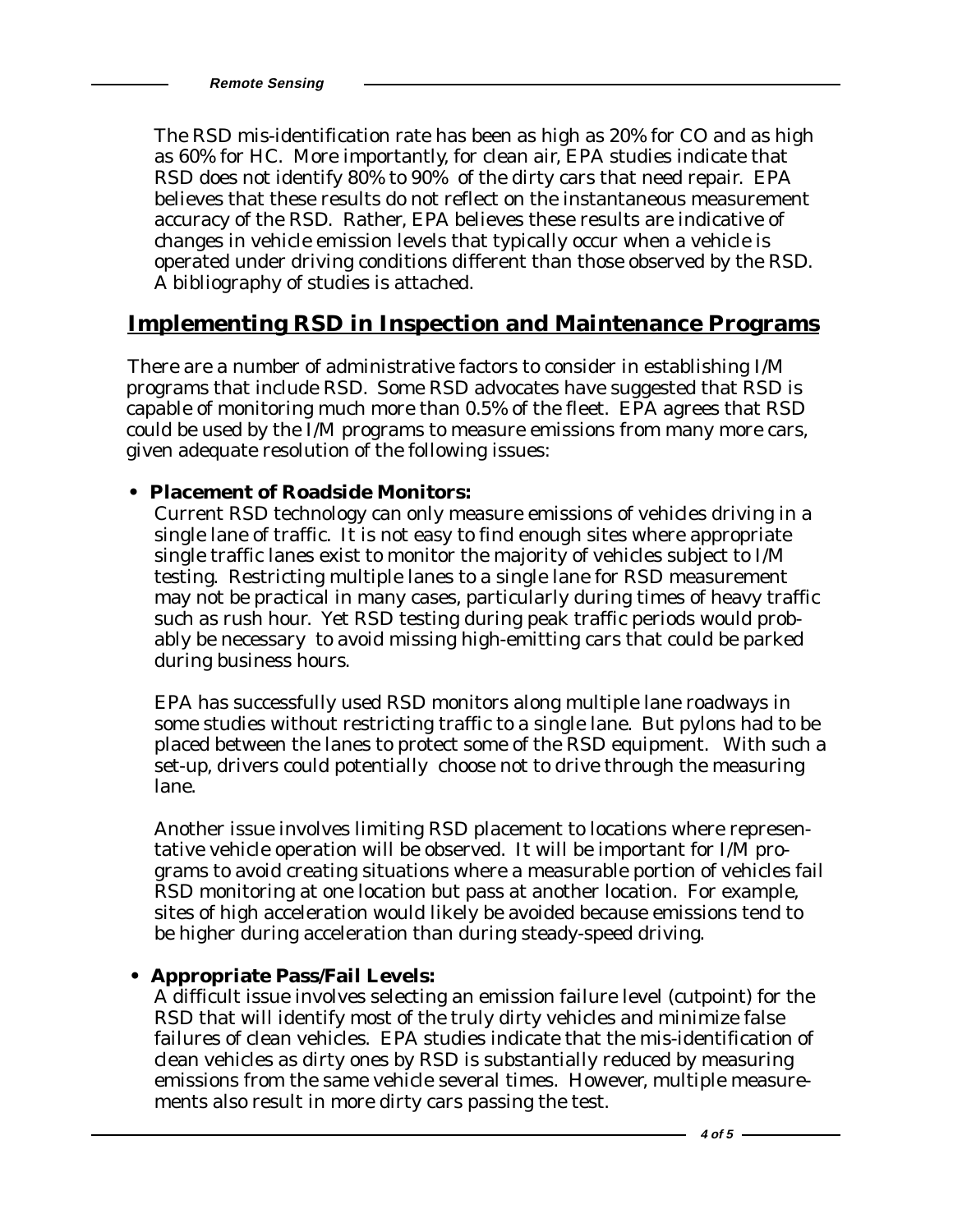The RSD mis-identification rate has been as high as 20% for CO and as high as 60% for HC. More importantly, for clean air, EPA studies indicate that RSD does not identify 80% to 90% of the dirty cars that need repair. EPA believes that these results do not reflect on the instantaneous measurement accuracy of the RSD. Rather, EPA believes these results are indicative of changes in vehicle emission levels that typically occur when a vehicle is operated under driving conditions different than those observed by the RSD. A bibliography of studies is attached.

## Implementing RSD in Inspection and Maintenance Programs

There are a number of administrative factors to consider in establishing I/M programs that include RSD. Some RSD advocates have suggested that RSD is capable of monitoring much more than 0.5% of the fleet. EPA agrees that RSD could be used by the I/M programs to measure emissions from many more cars, given adequate resolution of the following issues:

- **Placement of Roadside Monitors:**
  Current RSD technology can only measure emissions of vehicles driving in a single lane of traffic. It is not easy to find enough sites where appropriate single traffic lanes exist to monitor the majority of vehicles subject to I/M testing. Restricting multiple lanes to a single lane for RSD measurement may not be practical in many cases, particularly during times of heavy traffic such as rush hour. Yet RSD testing during peak traffic periods would probably be necessary to avoid missing high-emitting cars that could be parked during business hours.

  EPA has successfully used RSD monitors along multiple lane roadways in some studies without restricting traffic to a single lane. But pylons had to be placed between the lanes to protect some of the RSD equipment. With such a set-up, drivers could potentially choose not to drive through the measuring lane.

  Another issue involves limiting RSD placement to locations where representative vehicle operation will be observed. It will be important for I/M programs to avoid creating situations where a measurable portion of vehicles fail RSD monitoring at one location but pass at another location. For example, sites of high acceleration would likely be avoided because emissions tend to be higher during acceleration than during steady-speed driving.

- **Appropriate Pass/Fail Levels:**
  A difficult issue involves selecting an emission failure level (cutpoint) for the RSD that will identify most of the truly dirty vehicles and minimize false failures of clean vehicles. EPA studies indicate that the mis-identification of clean vehicles as dirty ones by RSD is substantially reduced by measuring emissions from the same vehicle several times. However, multiple measurements also result in more dirty cars passing the test.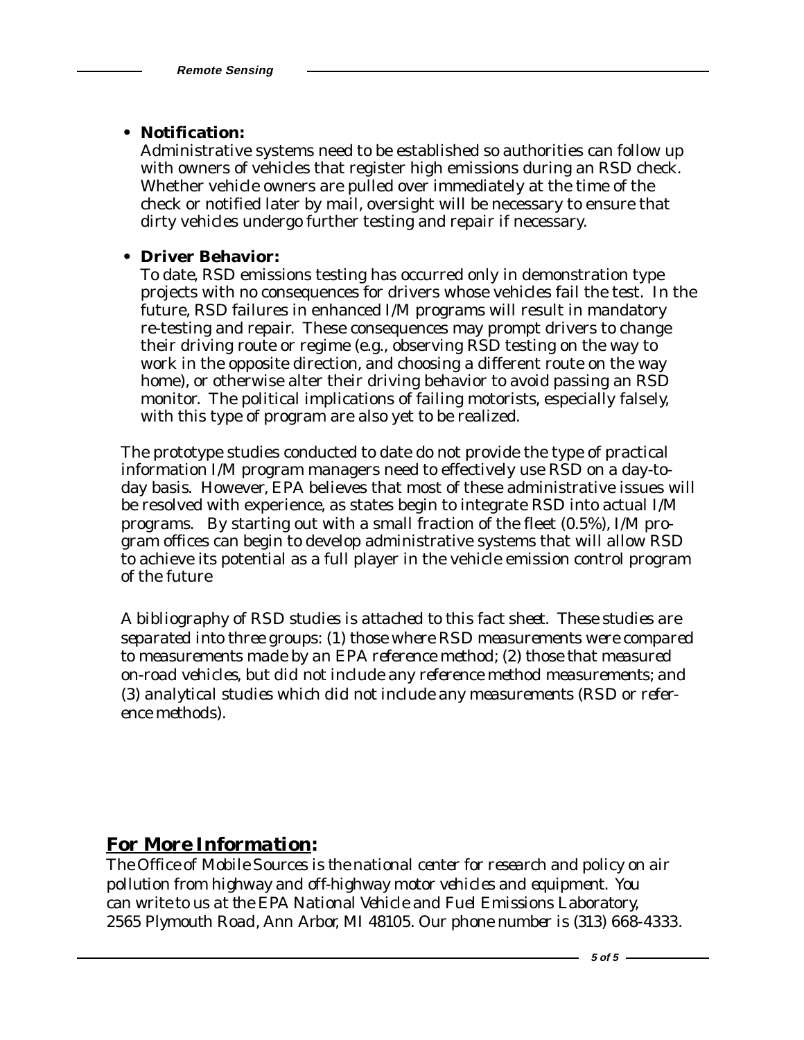- **Notification:**
  Administrative systems need to be established so authorities can follow up with owners of vehicles that register high emissions during an RSD check. Whether vehicle owners are pulled over immediately at the time of the check or notified later by mail, oversight will be necessary to ensure that dirty vehicles undergo further testing and repair if necessary.

- **Driver Behavior:**
  To date, RSD emissions testing has occurred only in demonstration type projects with no consequences for drivers whose vehicles fail the test. In the future, RSD failures in enhanced I/M programs will result in mandatory re-testing and repair. These consequences may prompt drivers to change their driving route or regime (e.g., observing RSD testing on the way to work in the opposite direction, and choosing a different route on the way home), or otherwise alter their driving behavior to avoid passing an RSD monitor. The political implications of failing motorists, especially falsely, with this type of program are also yet to be realized.

The prototype studies conducted to date do not provide the type of practical information I/M program managers need to effectively use RSD on a day-to-day basis. However, EPA believes that most of these administrative issues will be resolved with experience, as states begin to integrate RSD into actual I/M programs. By starting out with a small fraction of the fleet (0.5%), I/M program offices can begin to develop administrative systems that will allow RSD to achieve its potential as a full player in the vehicle emission control program of the future

*A bibliography of RSD studies is attached to this fact sheet. These studies are separated into three groups: (1) those where RSD measurements were compared to measurements made by an EPA reference method; (2) those that measured on-road vehicles, but did not include any reference method measurements; and (3) analytical studies which did not include any measurements (RSD or reference methods).*

## ***For More Information*:**

*The Office of Mobile Sources is the national center for research and policy on air pollution from highway and off-highway motor vehicles and equipment. You can write to us at the EPA National Vehicle and Fuel Emissions Laboratory, 2565 Plymouth Road, Ann Arbor, MI 48105. Our phone number is (313) 668-4333.*